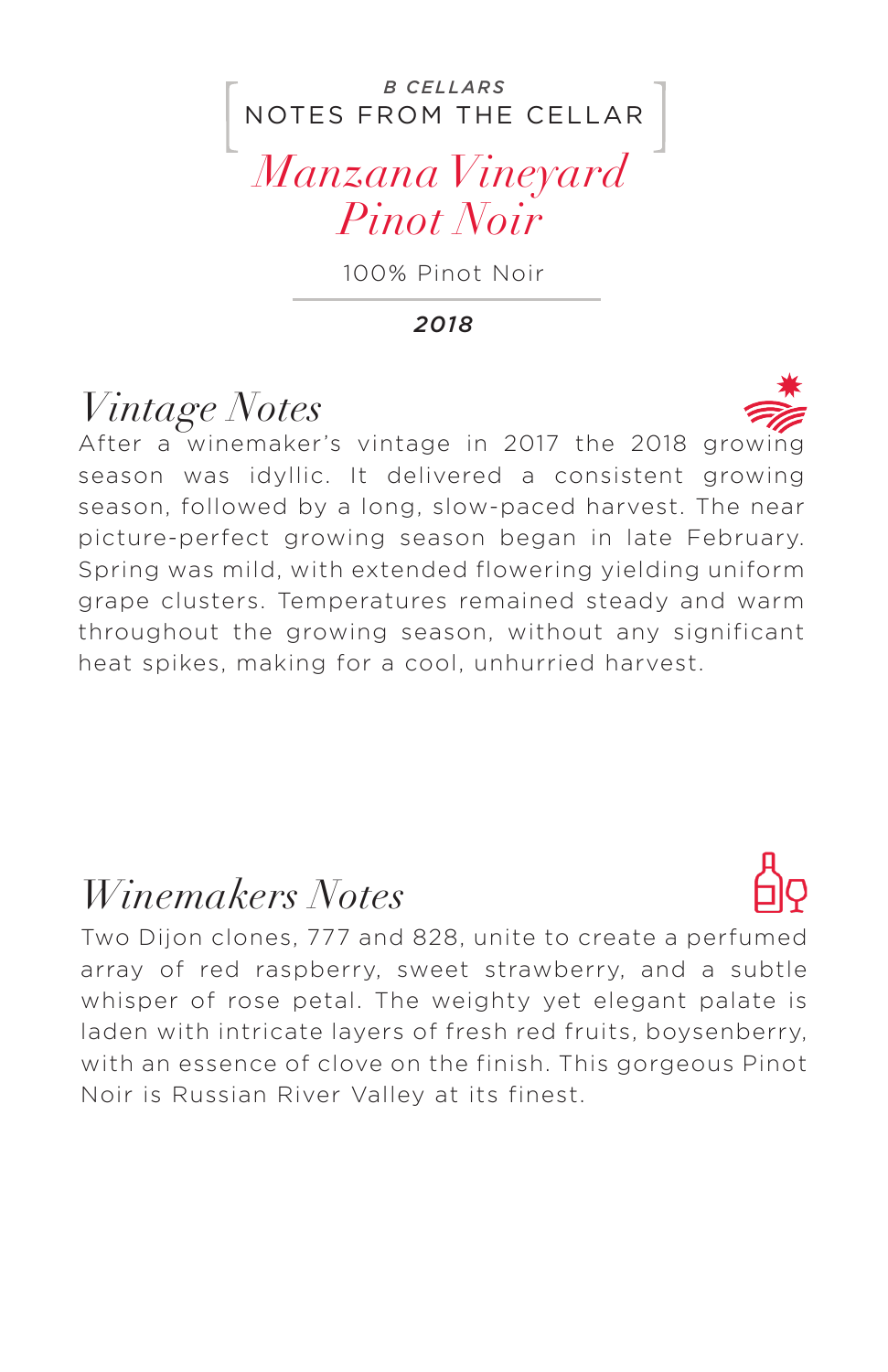*B CELLARS*

NOTES FROM THE CELLAR

# *Manzana Vineyard Pinot Noir*

100% Pinot Noir

***2018***

## *Vintage Notes*

After a winemaker's vintage in 2017 the 2018 growing season was idyllic. It delivered a consistent growing season, followed by a long, slow-paced harvest. The near picture-perfect growing season began in late February. Spring was mild, with extended flowering yielding uniform grape clusters. Temperatures remained steady and warm throughout the growing season, without any significant heat spikes, making for a cool, unhurried harvest.

## *Winemakers Notes*

Two Dijon clones, 777 and 828, unite to create a perfumed array of red raspberry, sweet strawberry, and a subtle whisper of rose petal. The weighty yet elegant palate is laden with intricate layers of fresh red fruits, boysenberry, with an essence of clove on the finish. This gorgeous Pinot Noir is Russian River Valley at its finest.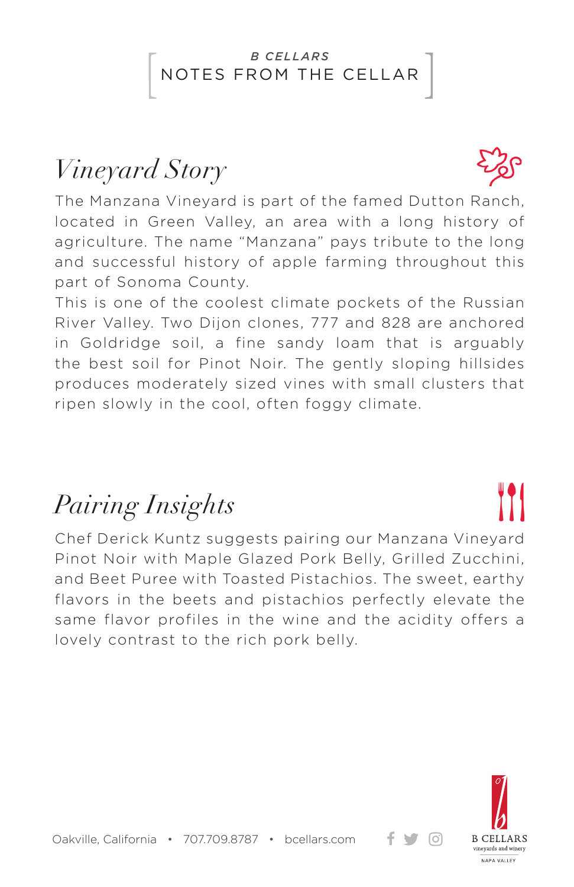B CELLARS

NOTES FROM THE CELLAR

## Vineyard Story

The Manzana Vineyard is part of the famed Dutton Ranch, located in Green Valley, an area with a long history of agriculture. The name "Manzana" pays tribute to the long and successful history of apple farming throughout this part of Sonoma County.

This is one of the coolest climate pockets of the Russian River Valley. Two Dijon clones, 777 and 828 are anchored in Goldridge soil, a fine sandy loam that is arguably the best soil for Pinot Noir. The gently sloping hillsides produces moderately sized vines with small clusters that ripen slowly in the cool, often foggy climate.

## Pairing Insights

Chef Derick Kuntz suggests pairing our Manzana Vineyard Pinot Noir with Maple Glazed Pork Belly, Grilled Zucchini, and Beet Puree with Toasted Pistachios. The sweet, earthy flavors in the beets and pistachios perfectly elevate the same flavor profiles in the wine and the acidity offers a lovely contrast to the rich pork belly.

Oakville, California • 707.709.8787 • bcellars.com

B CELLARS vineyards and winery NAPA VALLEY